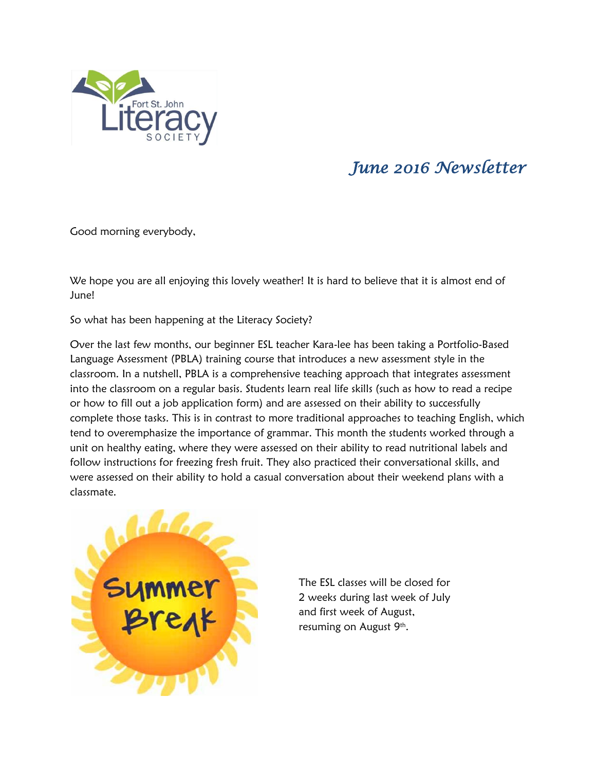# June 2016 Newsletter

Good morning everybody,

We hope you are all enjoying this lovely weather! It is hard to believe that it is almost end of June!

So what has been happening at the Literacy Society?

Over the last few months, our beginner ESL teacher Kara-lee has been taking a Portfolio-Based Language Assessment (PBLA) training course that introduces a new assessment style in the classroom. In a nutshell, PBLA is a comprehensive teaching approach that integrates assessment into the classroom on a regular basis. Students learn real life skills (such as how to read a recipe or how to fill out a job application form) and are assessed on their ability to successfully complete those tasks. This is in contrast to more traditional approaches to teaching English, which tend to overemphasize the importance of grammar. This month the students worked through a unit on healthy eating, where they were assessed on their ability to read nutritional labels and follow instructions for freezing fresh fruit. They also practiced their conversational skills, and were assessed on their ability to hold a casual conversation about their weekend plans with a classmate.

The ESL classes will be closed for 2 weeks during last week of July and first week of August, resuming on August 9th.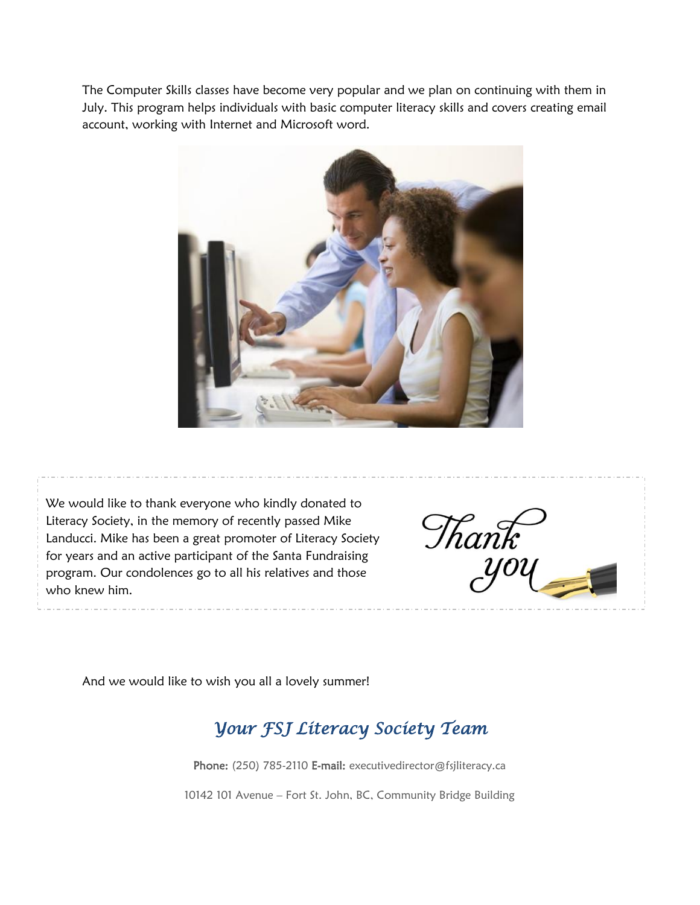The Computer Skills classes have become very popular and we plan on continuing with them in July. This program helps individuals with basic computer literacy skills and covers creating email account, working with Internet and Microsoft word.

We would like to thank everyone who kindly donated to Literacy Society, in the memory of recently passed Mike Landucci. Mike has been a great promoter of Literacy Society for years and an active participant of the Santa Fundraising program. Our condolences go to all his relatives and those who knew him.

Thank you

And we would like to wish you all a lovely summer!

*Your FSJ Literacy Society Team*

**Phone:** (250) 785-2110 **E-mail:** executivedirector@fsjliteracy.ca

10142 101 Avenue – Fort St. John, BC, Community Bridge Building